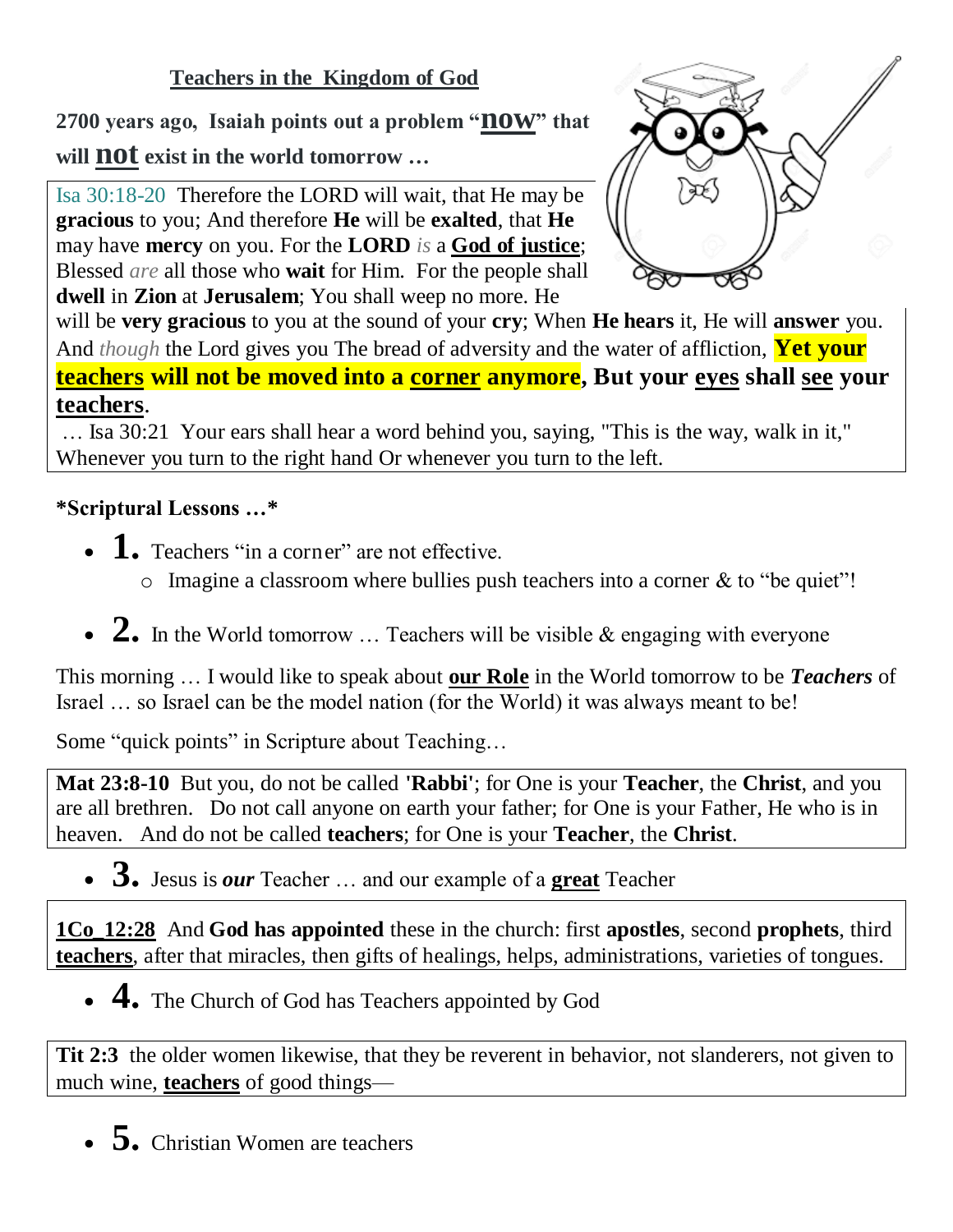## Teachers in the Kingdom of God

**2700 years ago, Isaiah points out a problem "now" that will not exist in the world tomorrow …**

> Isa 30:18-20 Therefore the LORD will wait, that He may be **gracious** to you; And therefore **He** will be **exalted**, that **He** may have **mercy** on you. For the **LORD** *is* a **God of justice**; Blessed *are* all those who **wait** for Him. For the people shall **dwell** in **Zion** at **Jerusalem**; You shall weep no more. He will be **very gracious** to you at the sound of your **cry**; When **He hears** it, He will **answer** you. And *though* the Lord gives you The bread of adversity and the water of affliction, **Yet your teachers will not be moved into a corner anymore, But your eyes shall see your teachers**.
>
> … Isa 30:21 Your ears shall hear a word behind you, saying, "This is the way, walk in it," Whenever you turn to the right hand Or whenever you turn to the left.

***Scriptural Lessons …***

- **1.** Teachers "in a corner" are not effective.
  - Imagine a classroom where bullies push teachers into a corner & to "be quiet"!
- **2.** In the World tomorrow … Teachers will be visible & engaging with everyone

This morning … I would like to speak about **our Role** in the World tomorrow to be ***Teachers*** of Israel … so Israel can be the model nation (for the World) it was always meant to be!

Some "quick points" in Scripture about Teaching…

> **Mat 23:8-10** But you, do not be called **'Rabbi'**; for One is your **Teacher**, the **Christ**, and you are all brethren. Do not call anyone on earth your father; for One is your Father, He who is in heaven. And do not be called **teachers**; for One is your **Teacher**, the **Christ**.

- **3.** Jesus is ***our*** Teacher … and our example of a **great** Teacher

> **1Co_12:28** And **God has appointed** these in the church: first **apostles**, second **prophets**, third **teachers**, after that miracles, then gifts of healings, helps, administrations, varieties of tongues.

- **4.** The Church of God has Teachers appointed by God

> **Tit 2:3** the older women likewise, that they be reverent in behavior, not slanderers, not given to much wine, **teachers** of good things—

- **5.** Christian Women are teachers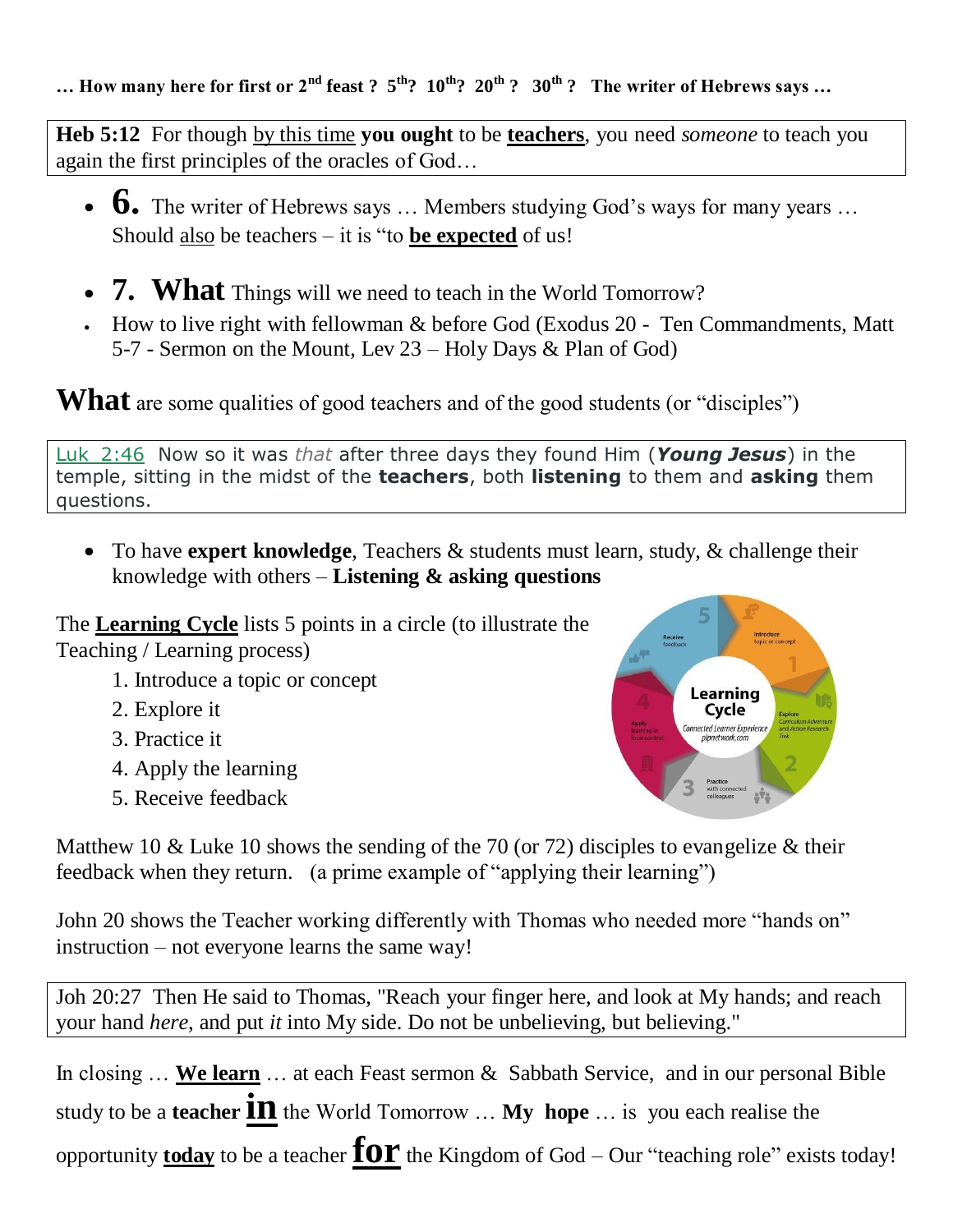**… How many here for first or 2nd feast ? 5th? 10th? 20th ? 30th ? The writer of Hebrews says …**

> **Heb 5:12** For though by this time **you ought** to be **teachers**, you need *someone* to teach you again the first principles of the oracles of God…

- **6.** The writer of Hebrews says … Members studying God's ways for many years … Should also be teachers – it is "to **be expected** of us!

- **7. What** Things will we need to teach in the World Tomorrow?
- How to live right with fellowman & before God (Exodus 20 - Ten Commandments, Matt 5-7 - Sermon on the Mount, Lev 23 – Holy Days & Plan of God)

**What** are some qualities of good teachers and of the good students (or "disciples")

> Luk 2:46 Now so it was *that* after three days they found Him (***Young Jesus***) in the temple, sitting in the midst of the **teachers**, both **listening** to them and **asking** them questions.

- To have **expert knowledge**, Teachers & students must learn, study, & challenge their knowledge with others – **Listening & asking questions**

The **Learning Cycle** lists 5 points in a circle (to illustrate the Teaching / Learning process)

1. Introduce a topic or concept
2. Explore it
3. Practice it
4. Apply the learning
5. Receive feedback

Learning Cycle
Connected Learner Experience
plpnetwork.com
1 Introduce topic or concept
2 Explore Curriculum Adventure and Action Research Trek
3 Practice with connected colleagues
4 Apply learning in local context
5 Receive feedback

Matthew 10 & Luke 10 shows the sending of the 70 (or 72) disciples to evangelize & their feedback when they return. (a prime example of "applying their learning")

John 20 shows the Teacher working differently with Thomas who needed more "hands on" instruction – not everyone learns the same way!

> Joh 20:27 Then He said to Thomas, "Reach your finger here, and look at My hands; and reach your hand *here,* and put *it* into My side. Do not be unbelieving, but believing."

In closing … **We learn** … at each Feast sermon & Sabbath Service, and in our personal Bible study to be a **teacher in** the World Tomorrow … **My hope** … is you each realise the opportunity **today** to be a teacher **for** the Kingdom of God – Our "teaching role" exists today!